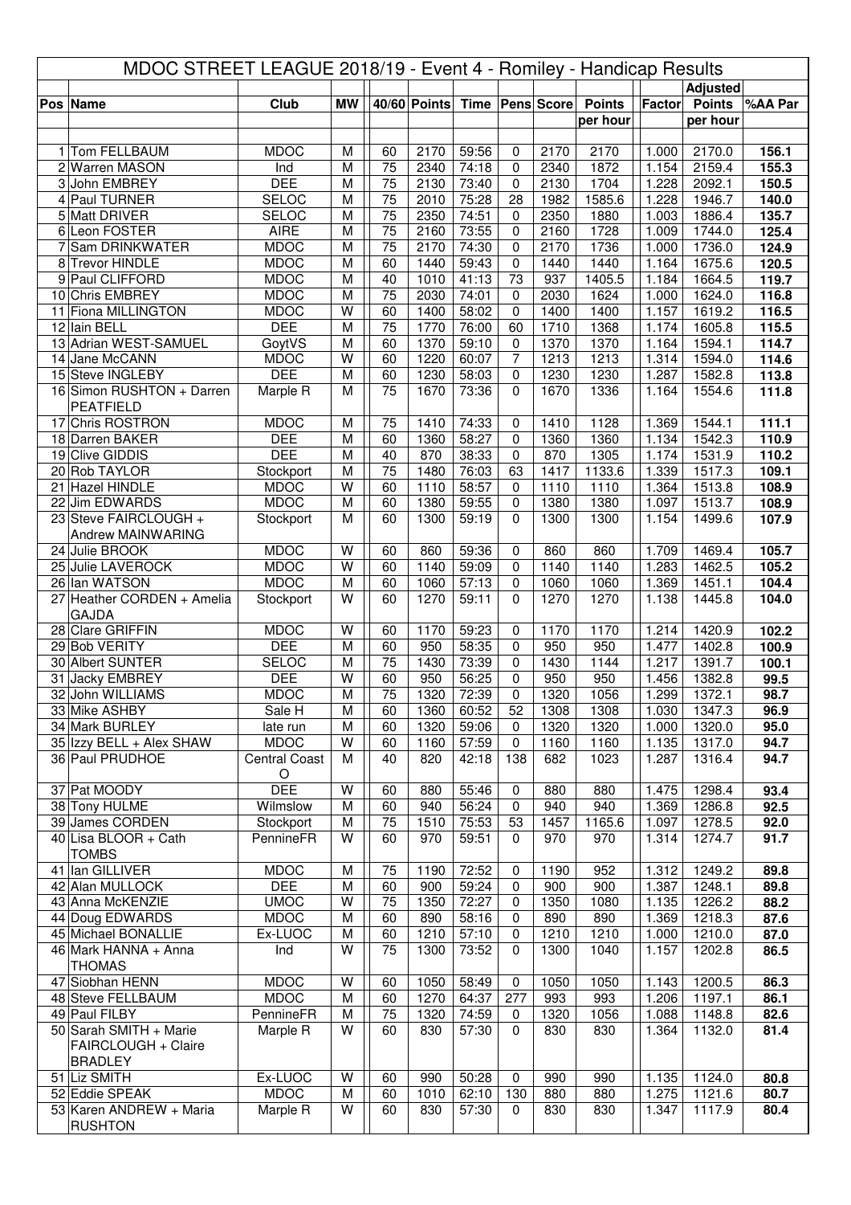# MDOC STREET LEAGUE 2018/19 - Event 4 - Romiley - Handicap Results

| Pos | Name | Club | MW | 40/60 | Points | Time | Pens | Score | Points per hour | Factor | Adjusted Points per hour | %AA Par |
|---|---|---|---|---|---|---|---|---|---|---|---|---|
| 1 | Tom FELLBAUM | MDOC | M | 60 | 2170 | 59:56 | 0 | 2170 | 2170 | 1.000 | 2170.0 | 156.1 |
| 2 | Warren MASON | Ind | M | 75 | 2340 | 74:18 | 0 | 2340 | 1872 | 1.154 | 2159.4 | 155.3 |
| 3 | John EMBREY | DEE | M | 75 | 2130 | 73:40 | 0 | 2130 | 1704 | 1.228 | 2092.1 | 150.5 |
| 4 | Paul TURNER | SELOC | M | 75 | 2010 | 75:28 | 28 | 1982 | 1585.6 | 1.228 | 1946.7 | 140.0 |
| 5 | Matt DRIVER | SELOC | M | 75 | 2350 | 74:51 | 0 | 2350 | 1880 | 1.003 | 1886.4 | 135.7 |
| 6 | Leon FOSTER | AIRE | M | 75 | 2160 | 73:55 | 0 | 2160 | 1728 | 1.009 | 1744.0 | 125.4 |
| 7 | Sam DRINKWATER | MDOC | M | 75 | 2170 | 74:30 | 0 | 2170 | 1736 | 1.000 | 1736.0 | 124.9 |
| 8 | Trevor HINDLE | MDOC | M | 60 | 1440 | 59:43 | 0 | 1440 | 1440 | 1.164 | 1675.6 | 120.5 |
| 9 | Paul CLIFFORD | MDOC | M | 40 | 1010 | 41:13 | 73 | 937 | 1405.5 | 1.184 | 1664.5 | 119.7 |
| 10 | Chris EMBREY | MDOC | M | 75 | 2030 | 74:01 | 0 | 2030 | 1624 | 1.000 | 1624.0 | 116.8 |
| 11 | Fiona MILLINGTON | MDOC | W | 60 | 1400 | 58:02 | 0 | 1400 | 1400 | 1.157 | 1619.2 | 116.5 |
| 12 | Iain BELL | DEE | M | 75 | 1770 | 76:00 | 60 | 1710 | 1368 | 1.174 | 1605.8 | 115.5 |
| 13 | Adrian WEST-SAMUEL | GoytVS | M | 60 | 1370 | 59:10 | 0 | 1370 | 1370 | 1.164 | 1594.1 | 114.7 |
| 14 | Jane McCANN | MDOC | W | 60 | 1220 | 60:07 | 7 | 1213 | 1213 | 1.314 | 1594.0 | 114.6 |
| 15 | Steve INGLEBY | DEE | M | 60 | 1230 | 58:03 | 0 | 1230 | 1230 | 1.287 | 1582.8 | 113.8 |
| 16 | Simon RUSHTON + Darren PEATFIELD | Marple R | M | 75 | 1670 | 73:36 | 0 | 1670 | 1336 | 1.164 | 1554.6 | 111.8 |
| 17 | Chris ROSTRON | MDOC | M | 75 | 1410 | 74:33 | 0 | 1410 | 1128 | 1.369 | 1544.1 | 111.1 |
| 18 | Darren BAKER | DEE | M | 60 | 1360 | 58:27 | 0 | 1360 | 1360 | 1.134 | 1542.3 | 110.9 |
| 19 | Clive GIDDIS | DEE | M | 40 | 870 | 38:33 | 0 | 870 | 1305 | 1.174 | 1531.9 | 110.2 |
| 20 | Rob TAYLOR | Stockport | M | 75 | 1480 | 76:03 | 63 | 1417 | 1133.6 | 1.339 | 1517.3 | 109.1 |
| 21 | Hazel HINDLE | MDOC | W | 60 | 1110 | 58:57 | 0 | 1110 | 1110 | 1.364 | 1513.8 | 108.9 |
| 22 | Jim EDWARDS | MDOC | M | 60 | 1380 | 59:55 | 0 | 1380 | 1380 | 1.097 | 1513.7 | 108.9 |
| 23 | Steve FAIRCLOUGH + Andrew MAINWARING | Stockport | M | 60 | 1300 | 59:19 | 0 | 1300 | 1300 | 1.154 | 1499.6 | 107.9 |
| 24 | Julie BROOK | MDOC | W | 60 | 860 | 59:36 | 0 | 860 | 860 | 1.709 | 1469.4 | 105.7 |
| 25 | Julie LAVEROCK | MDOC | W | 60 | 1140 | 59:09 | 0 | 1140 | 1140 | 1.283 | 1462.5 | 105.2 |
| 26 | Ian WATSON | MDOC | M | 60 | 1060 | 57:13 | 0 | 1060 | 1060 | 1.369 | 1451.1 | 104.4 |
| 27 | Heather CORDEN + Amelia GAJDA | Stockport | W | 60 | 1270 | 59:11 | 0 | 1270 | 1270 | 1.138 | 1445.8 | 104.0 |
| 28 | Clare GRIFFIN | MDOC | W | 60 | 1170 | 59:23 | 0 | 1170 | 1170 | 1.214 | 1420.9 | 102.2 |
| 29 | Bob VERITY | DEE | M | 60 | 950 | 58:35 | 0 | 950 | 950 | 1.477 | 1402.8 | 100.9 |
| 30 | Albert SUNTER | SELOC | M | 75 | 1430 | 73:39 | 0 | 1430 | 1144 | 1.217 | 1391.7 | 100.1 |
| 31 | Jacky EMBREY | DEE | W | 60 | 950 | 56:25 | 0 | 950 | 950 | 1.456 | 1382.8 | 99.5 |
| 32 | John WILLIAMS | MDOC | M | 75 | 1320 | 72:39 | 0 | 1320 | 1056 | 1.299 | 1372.1 | 98.7 |
| 33 | Mike ASHBY | Sale H | M | 60 | 1360 | 60:52 | 52 | 1308 | 1308 | 1.030 | 1347.3 | 96.9 |
| 34 | Mark BURLEY | late run | M | 60 | 1320 | 59:06 | 0 | 1320 | 1320 | 1.000 | 1320.0 | 95.0 |
| 35 | Izzy BELL + Alex SHAW | MDOC | W | 60 | 1160 | 57:59 | 0 | 1160 | 1160 | 1.135 | 1317.0 | 94.7 |
| 36 | Paul PRUDHOE | Central Coast O | M | 40 | 820 | 42:18 | 138 | 682 | 1023 | 1.287 | 1316.4 | 94.7 |
| 37 | Pat MOODY | DEE | W | 60 | 880 | 55:46 | 0 | 880 | 880 | 1.475 | 1298.4 | 93.4 |
| 38 | Tony HULME | Wilmslow | M | 60 | 940 | 56:24 | 0 | 940 | 940 | 1.369 | 1286.8 | 92.5 |
| 39 | James CORDEN | Stockport | M | 75 | 1510 | 75:53 | 53 | 1457 | 1165.6 | 1.097 | 1278.5 | 92.0 |
| 40 | Lisa BLOOR + Cath TOMBS | PennineFR | W | 60 | 970 | 59:51 | 0 | 970 | 970 | 1.314 | 1274.7 | 91.7 |
| 41 | Ian GILLIVER | MDOC | M | 75 | 1190 | 72:52 | 0 | 1190 | 952 | 1.312 | 1249.2 | 89.8 |
| 42 | Alan MULLOCK | DEE | M | 60 | 900 | 59:24 | 0 | 900 | 900 | 1.387 | 1248.1 | 89.8 |
| 43 | Anna McKENZIE | UMOC | W | 75 | 1350 | 72:27 | 0 | 1350 | 1080 | 1.135 | 1226.2 | 88.2 |
| 44 | Doug EDWARDS | MDOC | M | 60 | 890 | 58:16 | 0 | 890 | 890 | 1.369 | 1218.3 | 87.6 |
| 45 | Michael BONALLIE | Ex-LUOC | M | 60 | 1210 | 57:10 | 0 | 1210 | 1210 | 1.000 | 1210.0 | 87.0 |
| 46 | Mark HANNA + Anna THOMAS | Ind | W | 75 | 1300 | 73:52 | 0 | 1300 | 1040 | 1.157 | 1202.8 | 86.5 |
| 47 | Siobhan HENN | MDOC | W | 60 | 1050 | 58:49 | 0 | 1050 | 1050 | 1.143 | 1200.5 | 86.3 |
| 48 | Steve FELLBAUM | MDOC | M | 60 | 1270 | 64:37 | 277 | 993 | 993 | 1.206 | 1197.1 | 86.1 |
| 49 | Paul FILBY | PennineFR | M | 75 | 1320 | 74:59 | 0 | 1320 | 1056 | 1.088 | 1148.8 | 82.6 |
| 50 | Sarah SMITH + Marie FAIRCLOUGH + Claire BRADLEY | Marple R | W | 60 | 830 | 57:30 | 0 | 830 | 830 | 1.364 | 1132.0 | 81.4 |
| 51 | Liz SMITH | Ex-LUOC | W | 60 | 990 | 50:28 | 0 | 990 | 990 | 1.135 | 1124.0 | 80.8 |
| 52 | Eddie SPEAK | MDOC | M | 60 | 1010 | 62:10 | 130 | 880 | 880 | 1.275 | 1121.6 | 80.7 |
| 53 | Karen ANDREW + Maria RUSHTON | Marple R | W | 60 | 830 | 57:30 | 0 | 830 | 830 | 1.347 | 1117.9 | 80.4 |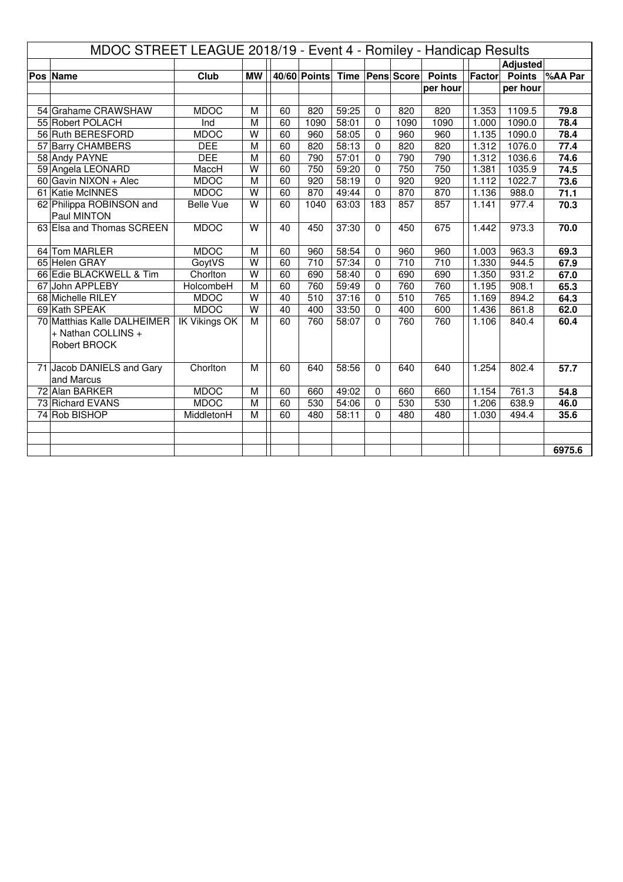# MDOC STREET LEAGUE 2018/19 - Event 4 - Romiley - Handicap Results

| Pos | Name | Club | MW | 40/60 | Points | Time | Pens | Score | Points per hour | Factor | Adjusted Points per hour | %AA Par |
|---|---|---|---|---|---|---|---|---|---|---|---|---|
| 54 | Grahame CRAWSHAW | MDOC | M | 60 | 820 | 59:25 | 0 | 820 | 820 | 1.353 | 1109.5 | **79.8** |
| 55 | Robert POLACH | Ind | M | 60 | 1090 | 58:01 | 0 | 1090 | 1090 | 1.000 | 1090.0 | **78.4** |
| 56 | Ruth BERESFORD | MDOC | W | 60 | 960 | 58:05 | 0 | 960 | 960 | 1.135 | 1090.0 | **78.4** |
| 57 | Barry CHAMBERS | DEE | M | 60 | 820 | 58:13 | 0 | 820 | 820 | 1.312 | 1076.0 | **77.4** |
| 58 | Andy PAYNE | DEE | M | 60 | 790 | 57:01 | 0 | 790 | 790 | 1.312 | 1036.6 | **74.6** |
| 59 | Angela LEONARD | MaccH | W | 60 | 750 | 59:20 | 0 | 750 | 750 | 1.381 | 1035.9 | **74.5** |
| 60 | Gavin NIXON + Alec | MDOC | M | 60 | 920 | 58:19 | 0 | 920 | 920 | 1.112 | 1022.7 | **73.6** |
| 61 | Katie McINNES | MDOC | W | 60 | 870 | 49:44 | 0 | 870 | 870 | 1.136 | 988.0 | **71.1** |
| 62 | Philippa ROBINSON and Paul MINTON | Belle Vue | W | 60 | 1040 | 63:03 | 183 | 857 | 857 | 1.141 | 977.4 | **70.3** |
| 63 | Elsa and Thomas SCREEN | MDOC | W | 40 | 450 | 37:30 | 0 | 450 | 675 | 1.442 | 973.3 | **70.0** |
| 64 | Tom MARLER | MDOC | M | 60 | 960 | 58:54 | 0 | 960 | 960 | 1.003 | 963.3 | **69.3** |
| 65 | Helen GRAY | GoytVS | W | 60 | 710 | 57:34 | 0 | 710 | 710 | 1.330 | 944.5 | **67.9** |
| 66 | Edie BLACKWELL & Tim | Chorlton | W | 60 | 690 | 58:40 | 0 | 690 | 690 | 1.350 | 931.2 | **67.0** |
| 67 | John APPLEBY | HolcombeH | M | 60 | 760 | 59:49 | 0 | 760 | 760 | 1.195 | 908.1 | **65.3** |
| 68 | Michelle RILEY | MDOC | W | 40 | 510 | 37:16 | 0 | 510 | 765 | 1.169 | 894.2 | **64.3** |
| 69 | Kath SPEAK | MDOC | W | 40 | 400 | 33:50 | 0 | 400 | 600 | 1.436 | 861.8 | **62.0** |
| 70 | Matthias Kalle DALHEIMER + Nathan COLLINS + Robert BROCK | IK Vikings OK | M | 60 | 760 | 58:07 | 0 | 760 | 760 | 1.106 | 840.4 | **60.4** |
| 71 | Jacob DANIELS and Gary and Marcus | Chorlton | M | 60 | 640 | 58:56 | 0 | 640 | 640 | 1.254 | 802.4 | **57.7** |
| 72 | Alan BARKER | MDOC | M | 60 | 660 | 49:02 | 0 | 660 | 660 | 1.154 | 761.3 | **54.8** |
| 73 | Richard EVANS | MDOC | M | 60 | 530 | 54:06 | 0 | 530 | 530 | 1.206 | 638.9 | **46.0** |
| 74 | Rob BISHOP | MiddletonH | M | 60 | 480 | 58:11 | 0 | 480 | 480 | 1.030 | 494.4 | **35.6** |
| | | | | | | | | | | | | **6975.6** |